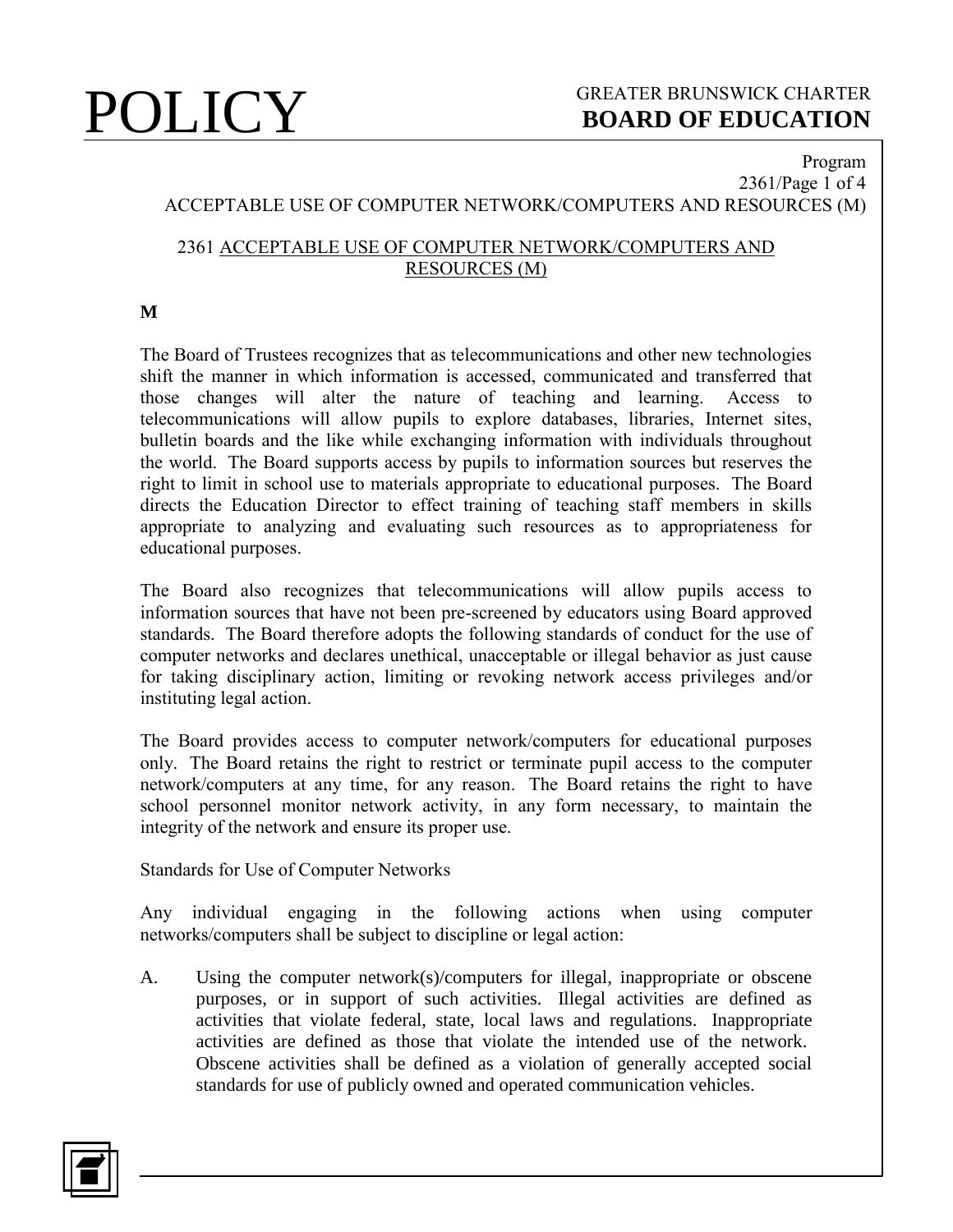# POLICY

GREATER BRUNSWICK CHARTER
**BOARD OF EDUCATION**

Program

## 2361 ACCEPTABLE USE OF COMPUTER NETWORK/COMPUTERS AND RESOURCES (M)

**M**

The Board of Trustees recognizes that as telecommunications and other new technologies shift the manner in which information is accessed, communicated and transferred that those changes will alter the nature of teaching and learning. Access to telecommunications will allow pupils to explore databases, libraries, Internet sites, bulletin boards and the like while exchanging information with individuals throughout the world. The Board supports access by pupils to information sources but reserves the right to limit in school use to materials appropriate to educational purposes. The Board directs the Education Director to effect training of teaching staff members in skills appropriate to analyzing and evaluating such resources as to appropriateness for educational purposes.

The Board also recognizes that telecommunications will allow pupils access to information sources that have not been pre-screened by educators using Board approved standards. The Board therefore adopts the following standards of conduct for the use of computer networks and declares unethical, unacceptable or illegal behavior as just cause for taking disciplinary action, limiting or revoking network access privileges and/or instituting legal action.

The Board provides access to computer network/computers for educational purposes only. The Board retains the right to restrict or terminate pupil access to the computer network/computers at any time, for any reason. The Board retains the right to have school personnel monitor network activity, in any form necessary, to maintain the integrity of the network and ensure its proper use.

Standards for Use of Computer Networks

Any individual engaging in the following actions when using computer networks/computers shall be subject to discipline or legal action:

A. Using the computer network(s)/computers for illegal, inappropriate or obscene purposes, or in support of such activities. Illegal activities are defined as activities that violate federal, state, local laws and regulations. Inappropriate activities are defined as those that violate the intended use of the network. Obscene activities shall be defined as a violation of generally accepted social standards for use of publicly owned and operated communication vehicles.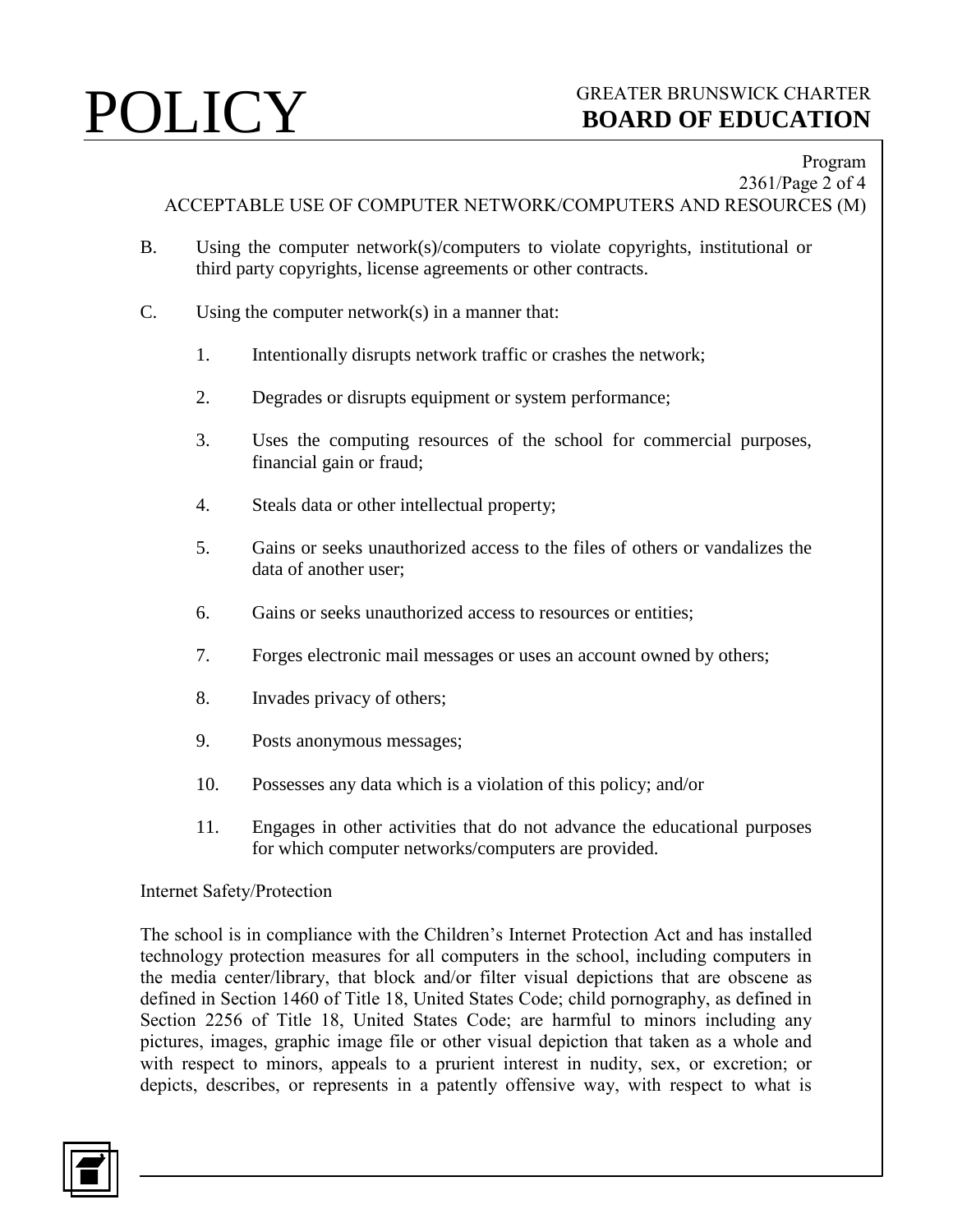B. Using the computer network(s)/computers to violate copyrights, institutional or third party copyrights, license agreements or other contracts.

C. Using the computer network(s) in a manner that:

1. Intentionally disrupts network traffic or crashes the network;

2. Degrades or disrupts equipment or system performance;

3. Uses the computing resources of the school for commercial purposes, financial gain or fraud;

4. Steals data or other intellectual property;

5. Gains or seeks unauthorized access to the files of others or vandalizes the data of another user;

6. Gains or seeks unauthorized access to resources or entities;

7. Forges electronic mail messages or uses an account owned by others;

8. Invades privacy of others;

9. Posts anonymous messages;

10. Possesses any data which is a violation of this policy; and/or

11. Engages in other activities that do not advance the educational purposes for which computer networks/computers are provided.

Internet Safety/Protection

The school is in compliance with the Children's Internet Protection Act and has installed technology protection measures for all computers in the school, including computers in the media center/library, that block and/or filter visual depictions that are obscene as defined in Section 1460 of Title 18, United States Code; child pornography, as defined in Section 2256 of Title 18, United States Code; are harmful to minors including any pictures, images, graphic image file or other visual depiction that taken as a whole and with respect to minors, appeals to a prurient interest in nudity, sex, or excretion; or depicts, describes, or represents in a patently offensive way, with respect to what is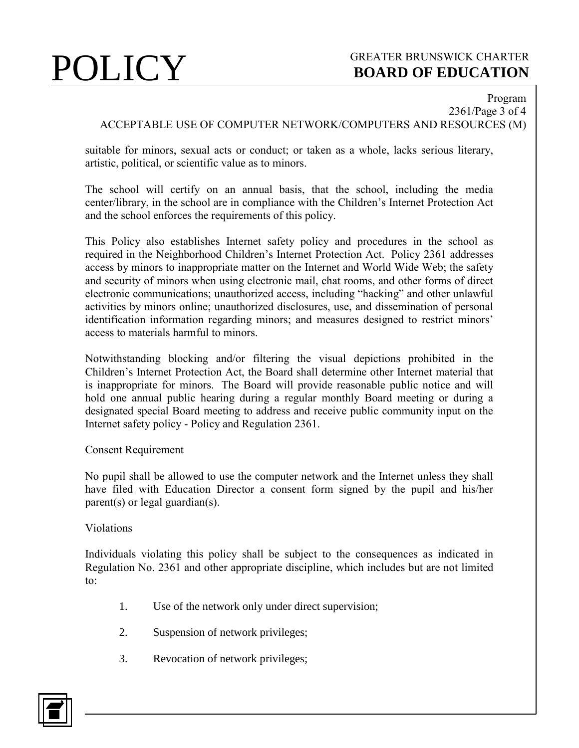suitable for minors, sexual acts or conduct; or taken as a whole, lacks serious literary, artistic, political, or scientific value as to minors.

The school will certify on an annual basis, that the school, including the media center/library, in the school are in compliance with the Children's Internet Protection Act and the school enforces the requirements of this policy.

This Policy also establishes Internet safety policy and procedures in the school as required in the Neighborhood Children's Internet Protection Act. Policy 2361 addresses access by minors to inappropriate matter on the Internet and World Wide Web; the safety and security of minors when using electronic mail, chat rooms, and other forms of direct electronic communications; unauthorized access, including "hacking" and other unlawful activities by minors online; unauthorized disclosures, use, and dissemination of personal identification information regarding minors; and measures designed to restrict minors' access to materials harmful to minors.

Notwithstanding blocking and/or filtering the visual depictions prohibited in the Children's Internet Protection Act, the Board shall determine other Internet material that is inappropriate for minors. The Board will provide reasonable public notice and will hold one annual public hearing during a regular monthly Board meeting or during a designated special Board meeting to address and receive public community input on the Internet safety policy - Policy and Regulation 2361.

Consent Requirement

No pupil shall be allowed to use the computer network and the Internet unless they shall have filed with Education Director a consent form signed by the pupil and his/her parent(s) or legal guardian(s).

Violations

Individuals violating this policy shall be subject to the consequences as indicated in Regulation No. 2361 and other appropriate discipline, which includes but are not limited to:

1. Use of the network only under direct supervision;
2. Suspension of network privileges;
3. Revocation of network privileges;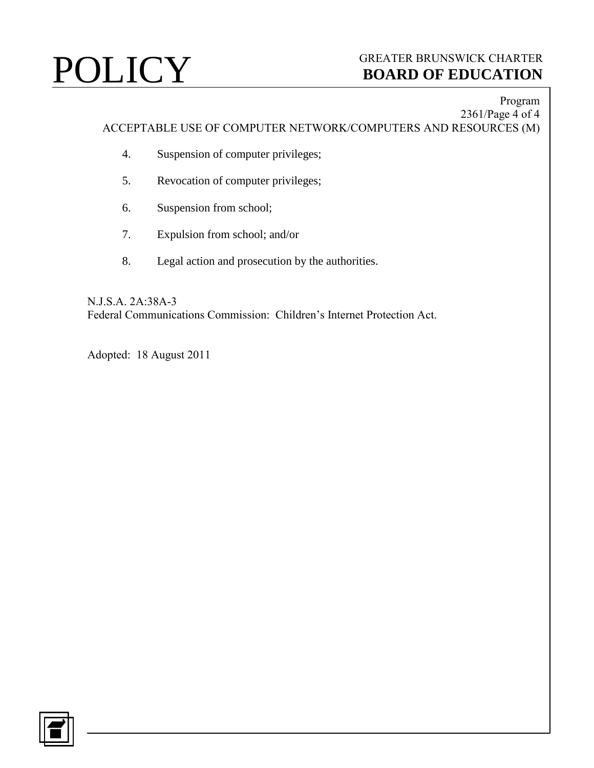4. Suspension of computer privileges;

5. Revocation of computer privileges;

6. Suspension from school;

7. Expulsion from school; and/or

8. Legal action and prosecution by the authorities.

N.J.S.A. 2A:38A-3
Federal Communications Commission: Children's Internet Protection Act.

Adopted: 18 August 2011